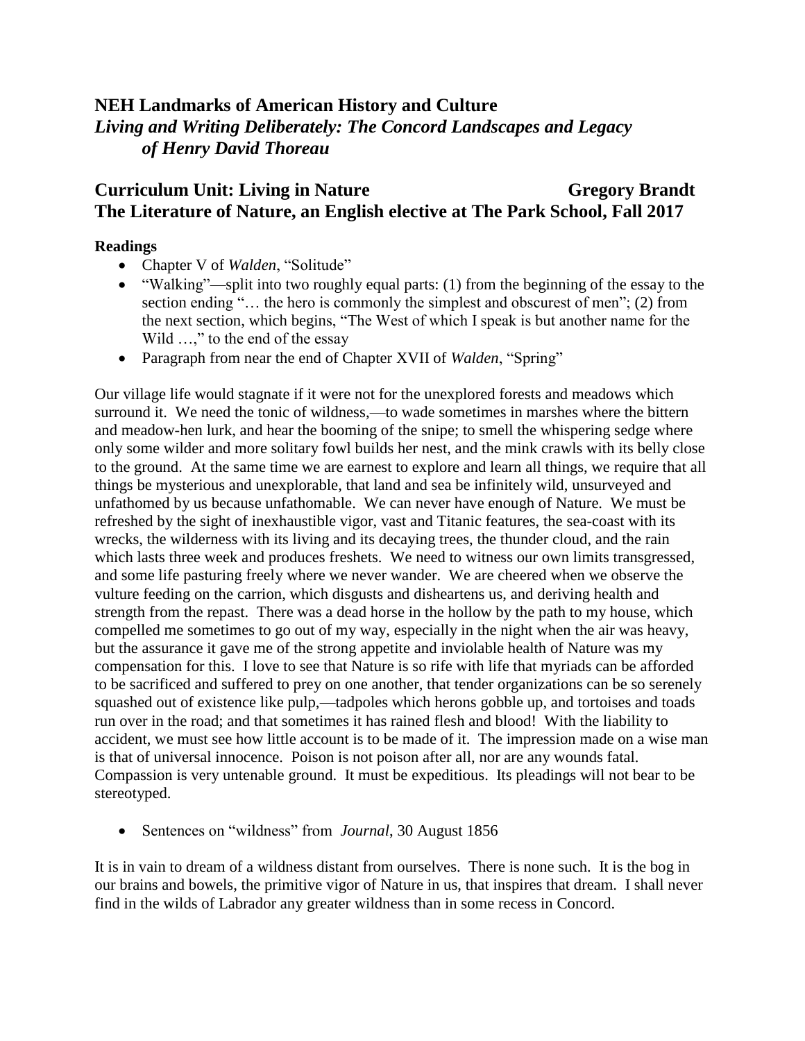## NEH Landmarks of American History and Culture
## *Living and Writing Deliberately: The Concord Landscapes and Legacy of Henry David Thoreau*

## Curriculum Unit: Living in Nature — Gregory Brandt
## The Literature of Nature, an English elective at The Park School, Fall 2017

**Readings**

- Chapter V of *Walden*, "Solitude"
- "Walking"—split into two roughly equal parts: (1) from the beginning of the essay to the section ending "… the hero is commonly the simplest and obscurest of men"; (2) from the next section, which begins, "The West of which I speak is but another name for the Wild …," to the end of the essay
- Paragraph from near the end of Chapter XVII of *Walden*, "Spring"

Our village life would stagnate if it were not for the unexplored forests and meadows which surround it. We need the tonic of wildness,—to wade sometimes in marshes where the bittern and meadow-hen lurk, and hear the booming of the snipe; to smell the whispering sedge where only some wilder and more solitary fowl builds her nest, and the mink crawls with its belly close to the ground. At the same time we are earnest to explore and learn all things, we require that all things be mysterious and unexplorable, that land and sea be infinitely wild, unsurveyed and unfathomed by us because unfathomable. We can never have enough of Nature. We must be refreshed by the sight of inexhaustible vigor, vast and Titanic features, the sea-coast with its wrecks, the wilderness with its living and its decaying trees, the thunder cloud, and the rain which lasts three week and produces freshets. We need to witness our own limits transgressed, and some life pasturing freely where we never wander. We are cheered when we observe the vulture feeding on the carrion, which disgusts and disheartens us, and deriving health and strength from the repast. There was a dead horse in the hollow by the path to my house, which compelled me sometimes to go out of my way, especially in the night when the air was heavy, but the assurance it gave me of the strong appetite and inviolable health of Nature was my compensation for this. I love to see that Nature is so rife with life that myriads can be afforded to be sacrificed and suffered to prey on one another, that tender organizations can be so serenely squashed out of existence like pulp,—tadpoles which herons gobble up, and tortoises and toads run over in the road; and that sometimes it has rained flesh and blood! With the liability to accident, we must see how little account is to be made of it. The impression made on a wise man is that of universal innocence. Poison is not poison after all, nor are any wounds fatal. Compassion is very untenable ground. It must be expeditious. Its pleadings will not bear to be stereotyped.

- Sentences on "wildness" from *Journal*, 30 August 1856

It is in vain to dream of a wildness distant from ourselves. There is none such. It is the bog in our brains and bowels, the primitive vigor of Nature in us, that inspires that dream. I shall never find in the wilds of Labrador any greater wildness than in some recess in Concord.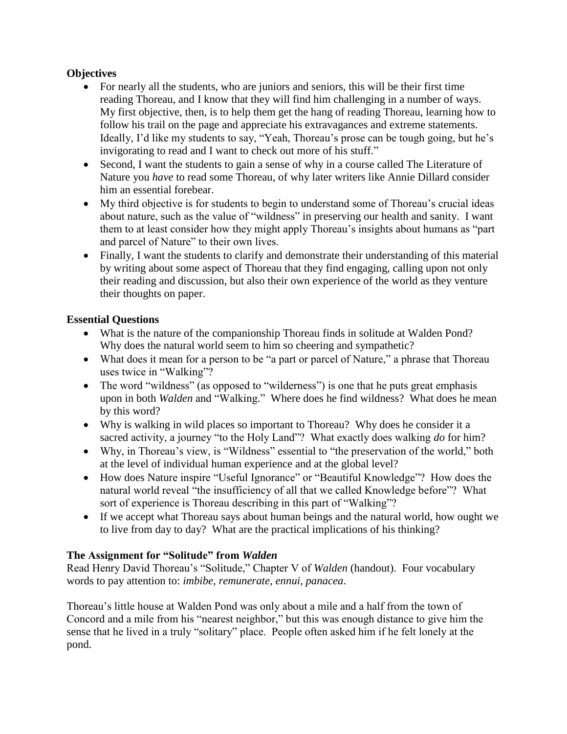**Objectives**

- For nearly all the students, who are juniors and seniors, this will be their first time reading Thoreau, and I know that they will find him challenging in a number of ways. My first objective, then, is to help them get the hang of reading Thoreau, learning how to follow his trail on the page and appreciate his extravagances and extreme statements. Ideally, I'd like my students to say, "Yeah, Thoreau's prose can be tough going, but he's invigorating to read and I want to check out more of his stuff."
- Second, I want the students to gain a sense of why in a course called The Literature of Nature you *have* to read some Thoreau, of why later writers like Annie Dillard consider him an essential forebear.
- My third objective is for students to begin to understand some of Thoreau's crucial ideas about nature, such as the value of "wildness" in preserving our health and sanity. I want them to at least consider how they might apply Thoreau's insights about humans as "part and parcel of Nature" to their own lives.
- Finally, I want the students to clarify and demonstrate their understanding of this material by writing about some aspect of Thoreau that they find engaging, calling upon not only their reading and discussion, but also their own experience of the world as they venture their thoughts on paper.

**Essential Questions**

- What is the nature of the companionship Thoreau finds in solitude at Walden Pond? Why does the natural world seem to him so cheering and sympathetic?
- What does it mean for a person to be "a part or parcel of Nature," a phrase that Thoreau uses twice in "Walking"?
- The word "wildness" (as opposed to "wilderness") is one that he puts great emphasis upon in both *Walden* and "Walking." Where does he find wildness? What does he mean by this word?
- Why is walking in wild places so important to Thoreau? Why does he consider it a sacred activity, a journey "to the Holy Land"? What exactly does walking *do* for him?
- Why, in Thoreau's view, is "Wildness" essential to "the preservation of the world," both at the level of individual human experience and at the global level?
- How does Nature inspire "Useful Ignorance" or "Beautiful Knowledge"? How does the natural world reveal "the insufficiency of all that we called Knowledge before"? What sort of experience is Thoreau describing in this part of "Walking"?
- If we accept what Thoreau says about human beings and the natural world, how ought we to live from day to day? What are the practical implications of his thinking?

**The Assignment for "Solitude" from *Walden***

Read Henry David Thoreau's "Solitude," Chapter V of *Walden* (handout). Four vocabulary words to pay attention to: *imbibe, remunerate, ennui, panacea*.

Thoreau's little house at Walden Pond was only about a mile and a half from the town of Concord and a mile from his "nearest neighbor," but this was enough distance to give him the sense that he lived in a truly "solitary" place. People often asked him if he felt lonely at the pond.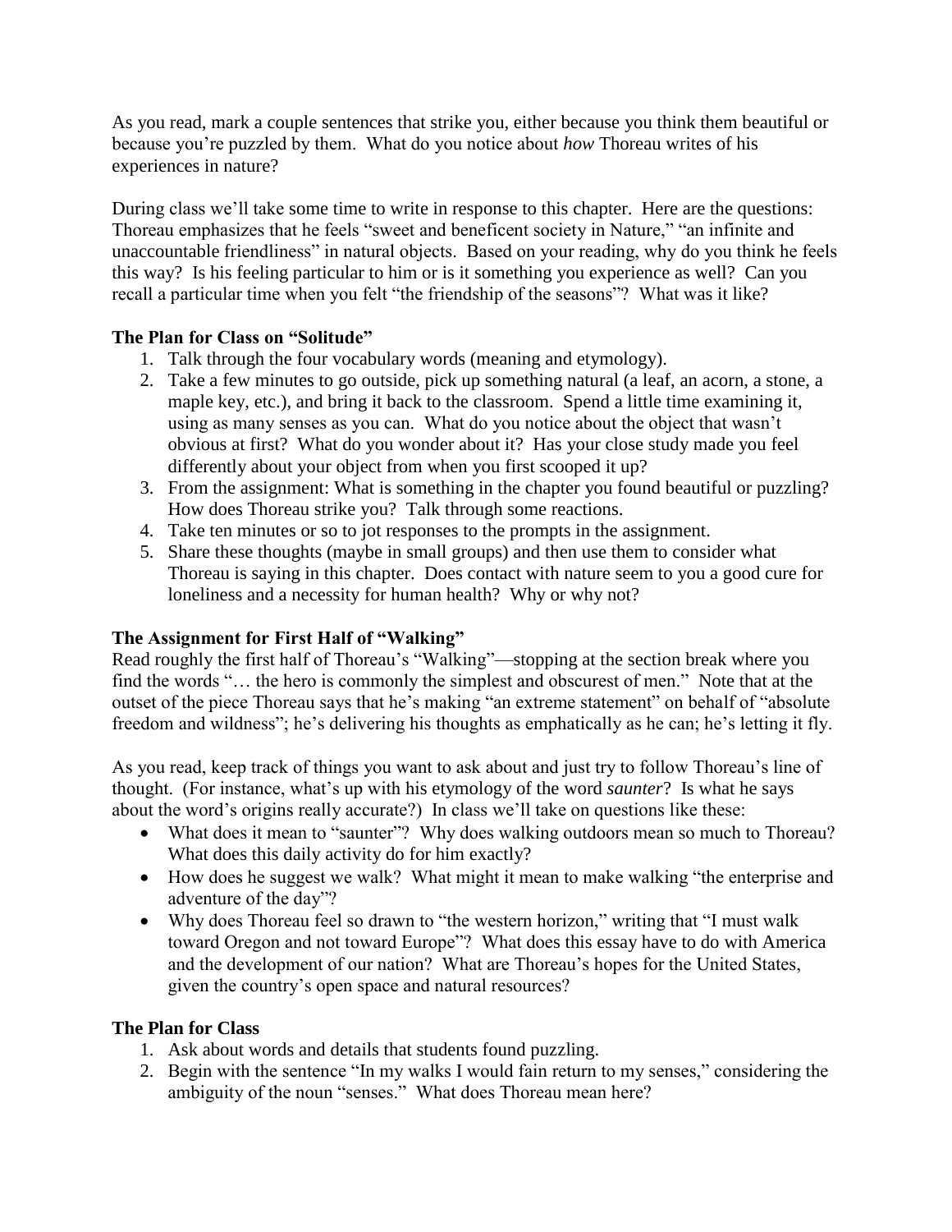As you read, mark a couple sentences that strike you, either because you think them beautiful or because you're puzzled by them. What do you notice about *how* Thoreau writes of his experiences in nature?

During class we'll take some time to write in response to this chapter. Here are the questions: Thoreau emphasizes that he feels "sweet and beneficent society in Nature," "an infinite and unaccountable friendliness" in natural objects. Based on your reading, why do you think he feels this way? Is his feeling particular to him or is it something you experience as well? Can you recall a particular time when you felt "the friendship of the seasons"? What was it like?

**The Plan for Class on "Solitude"**

1. Talk through the four vocabulary words (meaning and etymology).
2. Take a few minutes to go outside, pick up something natural (a leaf, an acorn, a stone, a maple key, etc.), and bring it back to the classroom. Spend a little time examining it, using as many senses as you can. What do you notice about the object that wasn't obvious at first? What do you wonder about it? Has your close study made you feel differently about your object from when you first scooped it up?
3. From the assignment: What is something in the chapter you found beautiful or puzzling? How does Thoreau strike you? Talk through some reactions.
4. Take ten minutes or so to jot responses to the prompts in the assignment.
5. Share these thoughts (maybe in small groups) and then use them to consider what Thoreau is saying in this chapter. Does contact with nature seem to you a good cure for loneliness and a necessity for human health? Why or why not?

**The Assignment for First Half of "Walking"**

Read roughly the first half of Thoreau's "Walking"—stopping at the section break where you find the words "… the hero is commonly the simplest and obscurest of men." Note that at the outset of the piece Thoreau says that he's making "an extreme statement" on behalf of "absolute freedom and wildness"; he's delivering his thoughts as emphatically as he can; he's letting it fly.

As you read, keep track of things you want to ask about and just try to follow Thoreau's line of thought. (For instance, what's up with his etymology of the word *saunter*? Is what he says about the word's origins really accurate?) In class we'll take on questions like these:

- What does it mean to "saunter"? Why does walking outdoors mean so much to Thoreau? What does this daily activity do for him exactly?
- How does he suggest we walk? What might it mean to make walking "the enterprise and adventure of the day"?
- Why does Thoreau feel so drawn to "the western horizon," writing that "I must walk toward Oregon and not toward Europe"? What does this essay have to do with America and the development of our nation? What are Thoreau's hopes for the United States, given the country's open space and natural resources?

**The Plan for Class**

1. Ask about words and details that students found puzzling.
2. Begin with the sentence "In my walks I would fain return to my senses," considering the ambiguity of the noun "senses." What does Thoreau mean here?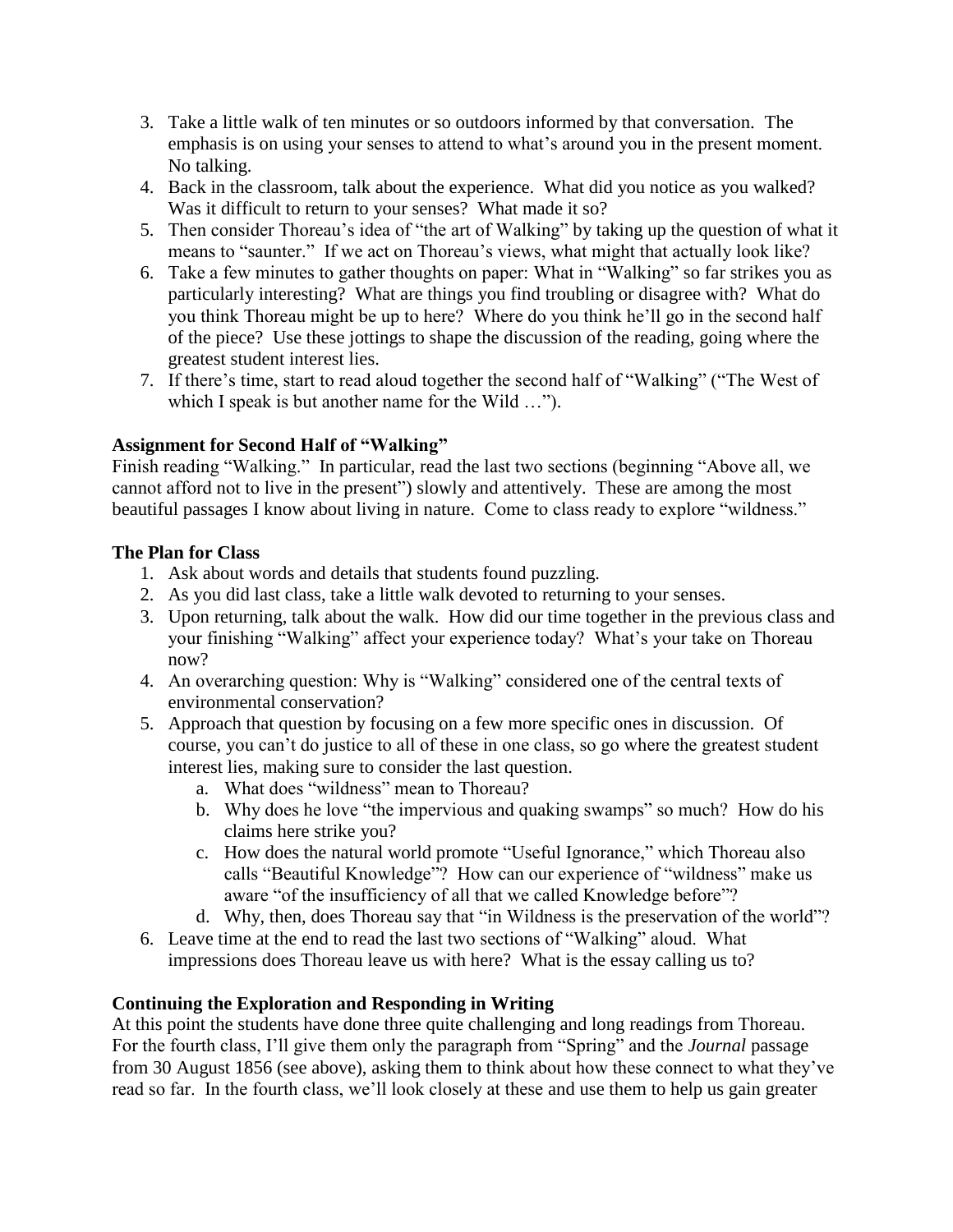3. Take a little walk of ten minutes or so outdoors informed by that conversation. The emphasis is on using your senses to attend to what's around you in the present moment. No talking.
4. Back in the classroom, talk about the experience. What did you notice as you walked? Was it difficult to return to your senses? What made it so?
5. Then consider Thoreau's idea of "the art of Walking" by taking up the question of what it means to "saunter." If we act on Thoreau's views, what might that actually look like?
6. Take a few minutes to gather thoughts on paper: What in "Walking" so far strikes you as particularly interesting? What are things you find troubling or disagree with? What do you think Thoreau might be up to here? Where do you think he'll go in the second half of the piece? Use these jottings to shape the discussion of the reading, going where the greatest student interest lies.
7. If there's time, start to read aloud together the second half of "Walking" ("The West of which I speak is but another name for the Wild …").

**Assignment for Second Half of "Walking"**

Finish reading "Walking." In particular, read the last two sections (beginning "Above all, we cannot afford not to live in the present") slowly and attentively. These are among the most beautiful passages I know about living in nature. Come to class ready to explore "wildness."

**The Plan for Class**

1. Ask about words and details that students found puzzling.
2. As you did last class, take a little walk devoted to returning to your senses.
3. Upon returning, talk about the walk. How did our time together in the previous class and your finishing "Walking" affect your experience today? What's your take on Thoreau now?
4. An overarching question: Why is "Walking" considered one of the central texts of environmental conservation?
5. Approach that question by focusing on a few more specific ones in discussion. Of course, you can't do justice to all of these in one class, so go where the greatest student interest lies, making sure to consider the last question.
   a. What does "wildness" mean to Thoreau?
   b. Why does he love "the impervious and quaking swamps" so much? How do his claims here strike you?
   c. How does the natural world promote "Useful Ignorance," which Thoreau also calls "Beautiful Knowledge"? How can our experience of "wildness" make us aware "of the insufficiency of all that we called Knowledge before"?
   d. Why, then, does Thoreau say that "in Wildness is the preservation of the world"?
6. Leave time at the end to read the last two sections of "Walking" aloud. What impressions does Thoreau leave us with here? What is the essay calling us to?

**Continuing the Exploration and Responding in Writing**

At this point the students have done three quite challenging and long readings from Thoreau. For the fourth class, I'll give them only the paragraph from "Spring" and the *Journal* passage from 30 August 1856 (see above), asking them to think about how these connect to what they've read so far. In the fourth class, we'll look closely at these and use them to help us gain greater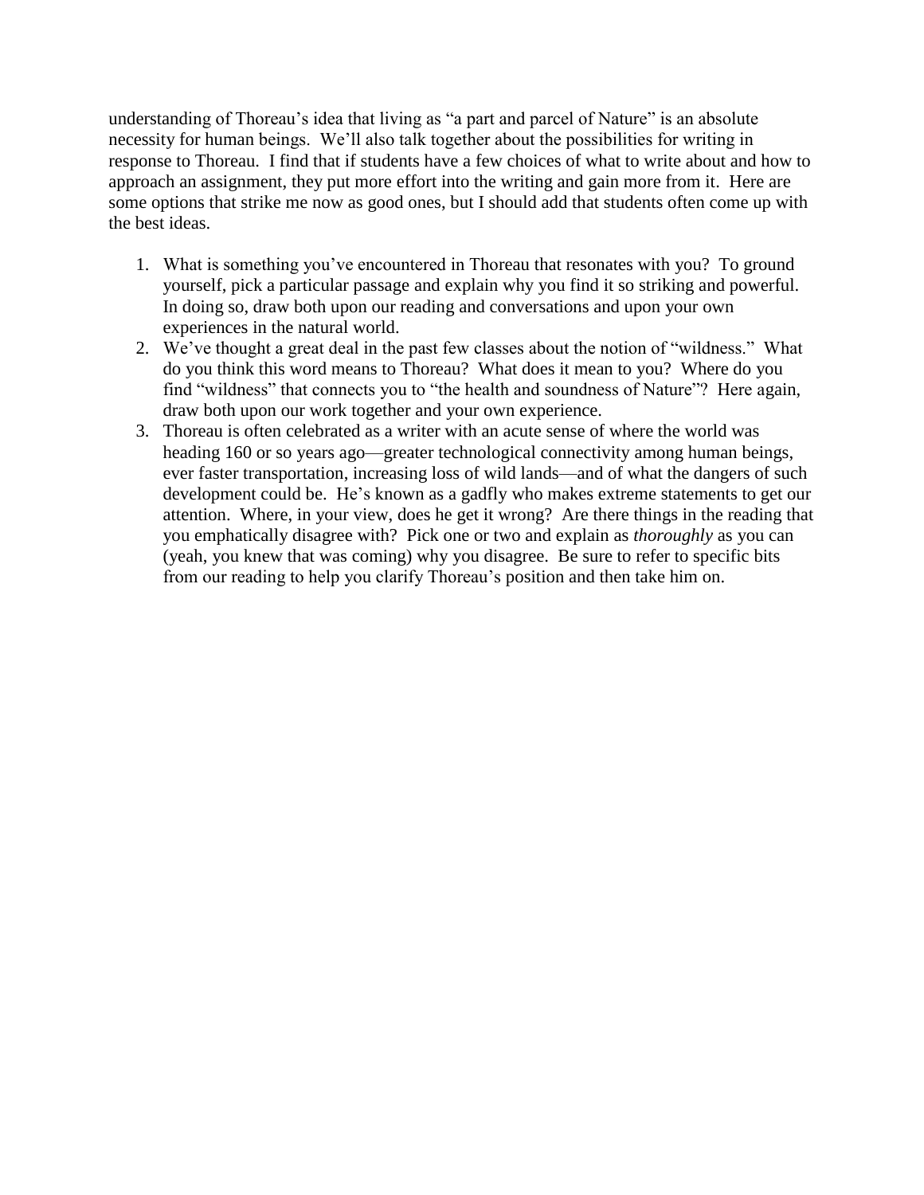understanding of Thoreau's idea that living as "a part and parcel of Nature" is an absolute necessity for human beings. We'll also talk together about the possibilities for writing in response to Thoreau. I find that if students have a few choices of what to write about and how to approach an assignment, they put more effort into the writing and gain more from it. Here are some options that strike me now as good ones, but I should add that students often come up with the best ideas.

1. What is something you've encountered in Thoreau that resonates with you? To ground yourself, pick a particular passage and explain why you find it so striking and powerful. In doing so, draw both upon our reading and conversations and upon your own experiences in the natural world.
2. We've thought a great deal in the past few classes about the notion of "wildness." What do you think this word means to Thoreau? What does it mean to you? Where do you find "wildness" that connects you to "the health and soundness of Nature"? Here again, draw both upon our work together and your own experience.
3. Thoreau is often celebrated as a writer with an acute sense of where the world was heading 160 or so years ago—greater technological connectivity among human beings, ever faster transportation, increasing loss of wild lands—and of what the dangers of such development could be. He's known as a gadfly who makes extreme statements to get our attention. Where, in your view, does he get it wrong? Are there things in the reading that you emphatically disagree with? Pick one or two and explain as *thoroughly* as you can (yeah, you knew that was coming) why you disagree. Be sure to refer to specific bits from our reading to help you clarify Thoreau's position and then take him on.